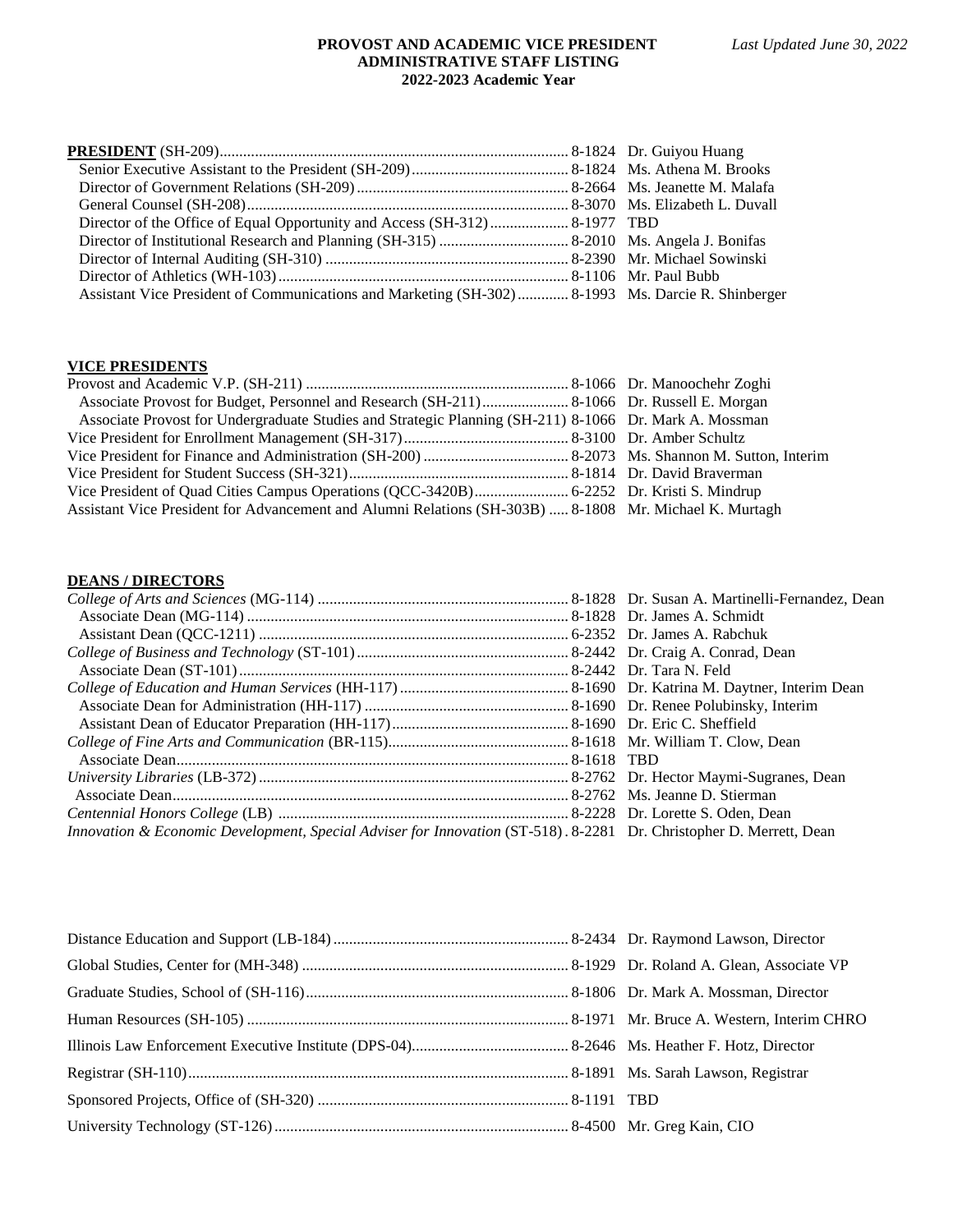**PROVOST AND ACADEMIC VICE PRESIDENT**
**ADMINISTRATIVE STAFF LISTING**
**2022-2023 Academic Year**

*Last Updated June 30, 2022*

| | | |
|---|---|---|
| **PRESIDENT** (SH-209) | 8-1824 | Dr. Guiyou Huang |
| Senior Executive Assistant to the President (SH-209) | 8-1824 | Ms. Athena M. Brooks |
| Director of Government Relations (SH-209) | 8-2664 | Ms. Jeanette M. Malafa |
| General Counsel (SH-208) | 8-3070 | Ms. Elizabeth L. Duvall |
| Director of the Office of Equal Opportunity and Access (SH-312) | 8-1977 | TBD |
| Director of Institutional Research and Planning (SH-315) | 8-2010 | Ms. Angela J. Bonifas |
| Director of Internal Auditing (SH-310) | 8-2390 | Mr. Michael Sowinski |
| Director of Athletics (WH-103) | 8-1106 | Mr. Paul Bubb |
| Assistant Vice President of Communications and Marketing (SH-302) | 8-1993 | Ms. Darcie R. Shinberger |

**VICE PRESIDENTS**

| | | |
|---|---|---|
| Provost and Academic V.P. (SH-211) | 8-1066 | Dr. Manoochehr Zoghi |
| Associate Provost for Budget, Personnel and Research (SH-211) | 8-1066 | Dr. Russell E. Morgan |
| Associate Provost for Undergraduate Studies and Strategic Planning (SH-211) | 8-1066 | Dr. Mark A. Mossman |
| Vice President for Enrollment Management (SH-317) | 8-3100 | Dr. Amber Schultz |
| Vice President for Finance and Administration (SH-200) | 8-2073 | Ms. Shannon M. Sutton, Interim |
| Vice President for Student Success (SH-321) | 8-1814 | Dr. David Braverman |
| Vice President of Quad Cities Campus Operations (QCC-3420B) | 6-2252 | Dr. Kristi S. Mindrup |
| Assistant Vice President for Advancement and Alumni Relations (SH-303B) | 8-1808 | Mr. Michael K. Murtagh |

**DEANS / DIRECTORS**

| | | |
|---|---|---|
| *College of Arts and Sciences* (MG-114) | 8-1828 | Dr. Susan A. Martinelli-Fernandez, Dean |
| Associate Dean (MG-114) | 8-1828 | Dr. James A. Schmidt |
| Assistant Dean (QCC-1211) | 6-2352 | Dr. James A. Rabchuk |
| *College of Business and Technology* (ST-101) | 8-2442 | Dr. Craig A. Conrad, Dean |
| Associate Dean (ST-101) | 8-2442 | Dr. Tara N. Feld |
| *College of Education and Human Services* (HH-117) | 8-1690 | Dr. Katrina M. Daytner, Interim Dean |
| Associate Dean for Administration (HH-117) | 8-1690 | Dr. Renee Polubinsky, Interim |
| Assistant Dean of Educator Preparation (HH-117) | 8-1690 | Dr. Eric C. Sheffield |
| *College of Fine Arts and Communication* (BR-115) | 8-1618 | Mr. William T. Clow, Dean |
| Associate Dean | 8-1618 | TBD |
| *University Libraries* (LB-372) | 8-2762 | Dr. Hector Maymi-Sugranes, Dean |
| Associate Dean | 8-2762 | Ms. Jeanne D. Stierman |
| *Centennial Honors College* (LB) | 8-2228 | Dr. Lorette S. Oden, Dean |
| *Innovation & Economic Development, Special Adviser for Innovation* (ST-518) | 8-2281 | Dr. Christopher D. Merrett, Dean |

| | | |
|---|---|---|
| Distance Education and Support (LB-184) | 8-2434 | Dr. Raymond Lawson, Director |
| Global Studies, Center for (MH-348) | 8-1929 | Dr. Roland A. Glean, Associate VP |
| Graduate Studies, School of (SH-116) | 8-1806 | Dr. Mark A. Mossman, Director |
| Human Resources (SH-105) | 8-1971 | Mr. Bruce A. Western, Interim CHRO |
| Illinois Law Enforcement Executive Institute (DPS-04) | 8-2646 | Ms. Heather F. Hotz, Director |
| Registrar (SH-110) | 8-1891 | Ms. Sarah Lawson, Registrar |
| Sponsored Projects, Office of (SH-320) | 8-1191 | TBD |
| University Technology (ST-126) | 8-4500 | Mr. Greg Kain, CIO |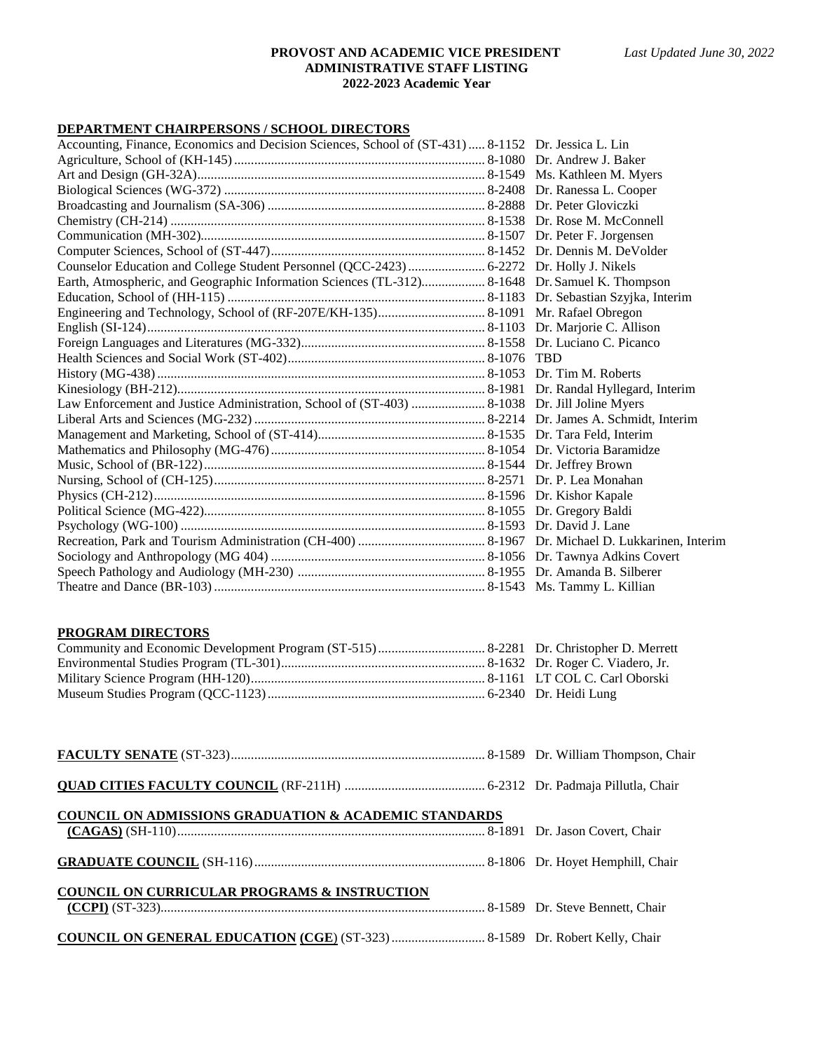**PROVOST AND ACADEMIC VICE PRESIDENT**
**ADMINISTRATIVE STAFF LISTING**
**2022-2023 Academic Year**

*Last Updated June 30, 2022*

## DEPARTMENT CHAIRPERSONS / SCHOOL DIRECTORS

| | | |
|---|---|---|
| Accounting, Finance, Economics and Decision Sciences, School of (ST-431) | 8-1152 | Dr. Jessica L. Lin |
| Agriculture, School of (KH-145) | 8-1080 | Dr. Andrew J. Baker |
| Art and Design (GH-32A) | 8-1549 | Ms. Kathleen M. Myers |
| Biological Sciences (WG-372) | 8-2408 | Dr. Ranessa L. Cooper |
| Broadcasting and Journalism (SA-306) | 8-2888 | Dr. Peter Gloviczki |
| Chemistry (CH-214) | 8-1538 | Dr. Rose M. McConnell |
| Communication (MH-302) | 8-1507 | Dr. Peter F. Jorgensen |
| Computer Sciences, School of (ST-447) | 8-1452 | Dr. Dennis M. DeVolder |
| Counselor Education and College Student Personnel (QCC-2423) | 6-2272 | Dr. Holly J. Nikels |
| Earth, Atmospheric, and Geographic Information Sciences (TL-312) | 8-1648 | Dr. Samuel K. Thompson |
| Education, School of (HH-115) | 8-1183 | Dr. Sebastian Szyjka, Interim |
| Engineering and Technology, School of (RF-207E/KH-135) | 8-1091 | Mr. Rafael Obregon |
| English (SI-124) | 8-1103 | Dr. Marjorie C. Allison |
| Foreign Languages and Literatures (MG-332) | 8-1558 | Dr. Luciano C. Picanco |
| Health Sciences and Social Work (ST-402) | 8-1076 | TBD |
| History (MG-438) | 8-1053 | Dr. Tim M. Roberts |
| Kinesiology (BH-212) | 8-1981 | Dr. Randal Hyllegard, Interim |
| Law Enforcement and Justice Administration, School of (ST-403) | 8-1038 | Dr. Jill Joline Myers |
| Liberal Arts and Sciences (MG-232) | 8-2214 | Dr. James A. Schmidt, Interim |
| Management and Marketing, School of (ST-414) | 8-1535 | Dr. Tara Feld, Interim |
| Mathematics and Philosophy (MG-476) | 8-1054 | Dr. Victoria Baramidze |
| Music, School of (BR-122) | 8-1544 | Dr. Jeffrey Brown |
| Nursing, School of (CH-125) | 8-2571 | Dr. P. Lea Monahan |
| Physics (CH-212) | 8-1596 | Dr. Kishor Kapale |
| Political Science (MG-422) | 8-1055 | Dr. Gregory Baldi |
| Psychology (WG-100) | 8-1593 | Dr. David J. Lane |
| Recreation, Park and Tourism Administration (CH-400) | 8-1967 | Dr. Michael D. Lukkarinen, Interim |
| Sociology and Anthropology (MG 404) | 8-1056 | Dr. Tawnya Adkins Covert |
| Speech Pathology and Audiology (MH-230) | 8-1955 | Dr. Amanda B. Silberer |
| Theatre and Dance (BR-103) | 8-1543 | Ms. Tammy L. Killian |

## PROGRAM DIRECTORS

| | | |
|---|---|---|
| Community and Economic Development Program (ST-515) | 8-2281 | Dr. Christopher D. Merrett |
| Environmental Studies Program (TL-301) | 8-1632 | Dr. Roger C. Viadero, Jr. |
| Military Science Program (HH-120) | 8-1161 | LT COL C. Carl Oborski |
| Museum Studies Program (QCC-1123) | 6-2340 | Dr. Heidi Lung |

| | | |
|---|---|---|
| **FACULTY SENATE** (ST-323) | 8-1589 | Dr. William Thompson, Chair |
| **QUAD CITIES FACULTY COUNCIL** (RF-211H) | 6-2312 | Dr. Padmaja Pillutla, Chair |
| **COUNCIL ON ADMISSIONS GRADUATION & ACADEMIC STANDARDS (CAGAS)** (SH-110) | 8-1891 | Dr. Jason Covert, Chair |
| **GRADUATE COUNCIL** (SH-116) | 8-1806 | Dr. Hoyet Hemphill, Chair |
| **COUNCIL ON CURRICULAR PROGRAMS & INSTRUCTION (CCPI)** (ST-323) | 8-1589 | Dr. Steve Bennett, Chair |
| **COUNCIL ON GENERAL EDUCATION (CGE)** (ST-323) | 8-1589 | Dr. Robert Kelly, Chair |